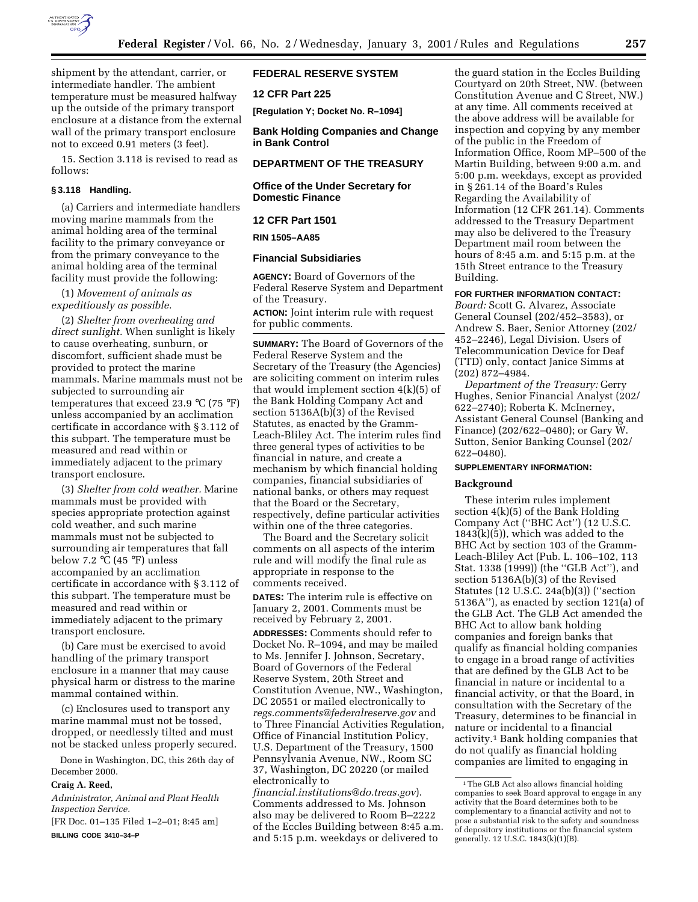shipment by the attendant, carrier, or intermediate handler. The ambient temperature must be measured halfway up the outside of the primary transport enclosure at a distance from the external wall of the primary transport enclosure not to exceed 0.91 meters (3 feet).

15. Section 3.118 is revised to read as follows:

**§ 3.118 Handling.**

(a) Carriers and intermediate handlers moving marine mammals from the animal holding area of the terminal facility to the primary conveyance or from the primary conveyance to the animal holding area of the terminal facility must provide the following:

(1) *Movement of animals as expeditiously as possible.*

(2) *Shelter from overheating and direct sunlight.* When sunlight is likely to cause overheating, sunburn, or discomfort, sufficient shade must be provided to protect the marine mammals. Marine mammals must not be subjected to surrounding air temperatures that exceed 23.9 °C (75 °F) unless accompanied by an acclimation certificate in accordance with § 3.112 of this subpart. The temperature must be measured and read within or immediately adjacent to the primary transport enclosure.

(3) *Shelter from cold weather.* Marine mammals must be provided with species appropriate protection against cold weather, and such marine mammals must not be subjected to surrounding air temperatures that fall below 7.2 °C (45 °F) unless accompanied by an acclimation certificate in accordance with § 3.112 of this subpart. The temperature must be measured and read within or immediately adjacent to the primary transport enclosure.

(b) Care must be exercised to avoid handling of the primary transport enclosure in a manner that may cause physical harm or distress to the marine mammal contained within.

(c) Enclosures used to transport any marine mammal must not be tossed, dropped, or needlessly tilted and must not be stacked unless properly secured.

Done in Washington, DC, this 26th day of December 2000.

**Craig A. Reed,**

*Administrator, Animal and Plant Health Inspection Service.*

[FR Doc. 01–135 Filed 1–2–01; 8:45 am]

**BILLING CODE 3410–34–P**

## FEDERAL RESERVE SYSTEM

### 12 CFR Part 225

**[Regulation Y; Docket No. R–1094]**

### Bank Holding Companies and Change in Bank Control

## DEPARTMENT OF THE TREASURY

### Office of the Under Secretary for Domestic Finance

### 12 CFR Part 1501

**RIN 1505–AA85**

### Financial Subsidiaries

**AGENCY:** Board of Governors of the Federal Reserve System and Department of the Treasury.

**ACTION:** Joint interim rule with request for public comments.

**SUMMARY:** The Board of Governors of the Federal Reserve System and the Secretary of the Treasury (the Agencies) are soliciting comment on interim rules that would implement section 4(k)(5) of the Bank Holding Company Act and section 5136A(b)(3) of the Revised Statutes, as enacted by the Gramm-Leach-Bliley Act. The interim rules find three general types of activities to be financial in nature, and create a mechanism by which financial holding companies, financial subsidiaries of national banks, or others may request that the Board or the Secretary, respectively, define particular activities within one of the three categories.

The Board and the Secretary solicit comments on all aspects of the interim rule and will modify the final rule as appropriate in response to the comments received.

**DATES:** The interim rule is effective on January 2, 2001. Comments must be received by February 2, 2001.

**ADDRESSES:** Comments should refer to Docket No. R–1094, and may be mailed to Ms. Jennifer J. Johnson, Secretary, Board of Governors of the Federal Reserve System, 20th Street and Constitution Avenue, NW., Washington, DC 20551 or mailed electronically to *regs.comments@federalreserve.gov* and to Three Financial Activities Regulation, Office of Financial Institution Policy, U.S. Department of the Treasury, 1500 Pennsylvania Avenue, NW., Room SC 37, Washington, DC 20220 (or mailed electronically to *financial.institutions@do.treas.gov*). Comments addressed to Ms. Johnson also may be delivered to Room B–2222 of the Eccles Building between 8:45 a.m. and 5:15 p.m. weekdays or delivered to the guard station in the Eccles Building Courtyard on 20th Street, NW. (between Constitution Avenue and C Street, NW.) at any time. All comments received at the above address will be available for inspection and copying by any member of the public in the Freedom of Information Office, Room MP–500 of the Martin Building, between 9:00 a.m. and 5:00 p.m. weekdays, except as provided in § 261.14 of the Board's Rules Regarding the Availability of Information (12 CFR 261.14). Comments addressed to the Treasury Department may also be delivered to the Treasury Department mail room between the hours of 8:45 a.m. and 5:15 p.m. at the 15th Street entrance to the Treasury Building.

**FOR FURTHER INFORMATION CONTACT:**

*Board:* Scott G. Alvarez, Associate General Counsel (202/452–3583), or Andrew S. Baer, Senior Attorney (202/452–2246), Legal Division. Users of Telecommunication Device for Deaf (TTD) only, contact Janice Simms at (202) 872–4984.

*Department of the Treasury:* Gerry Hughes, Senior Financial Analyst (202/622–2740); Roberta K. McInerney, Assistant General Counsel (Banking and Finance) (202/622–0480); or Gary W. Sutton, Senior Banking Counsel (202/622–0480).

**SUPPLEMENTARY INFORMATION:**

### Background

These interim rules implement section 4(k)(5) of the Bank Holding Company Act (''BHC Act'') (12 U.S.C. 1843(k)(5)), which was added to the BHC Act by section 103 of the Gramm-Leach-Bliley Act (Pub. L. 106–102, 113 Stat. 1338 (1999)) (the ''GLB Act''), and section 5136A(b)(3) of the Revised Statutes (12 U.S.C. 24a(b)(3)) (''section 5136A''), as enacted by section 121(a) of the GLB Act. The GLB Act amended the BHC Act to allow bank holding companies and foreign banks that qualify as financial holding companies to engage in a broad range of activities that are defined by the GLB Act to be financial in nature or incidental to a financial activity, or that the Board, in consultation with the Secretary of the Treasury, determines to be financial in nature or incidental to a financial activity.[1] Bank holding companies that do not qualify as financial holding companies are limited to engaging in

[1] The GLB Act also allows financial holding companies to seek Board approval to engage in any activity that the Board determines both to be complementary to a financial activity and not to pose a substantial risk to the safety and soundness of depository institutions or the financial system generally. 12 U.S.C. 1843(k)(1)(B).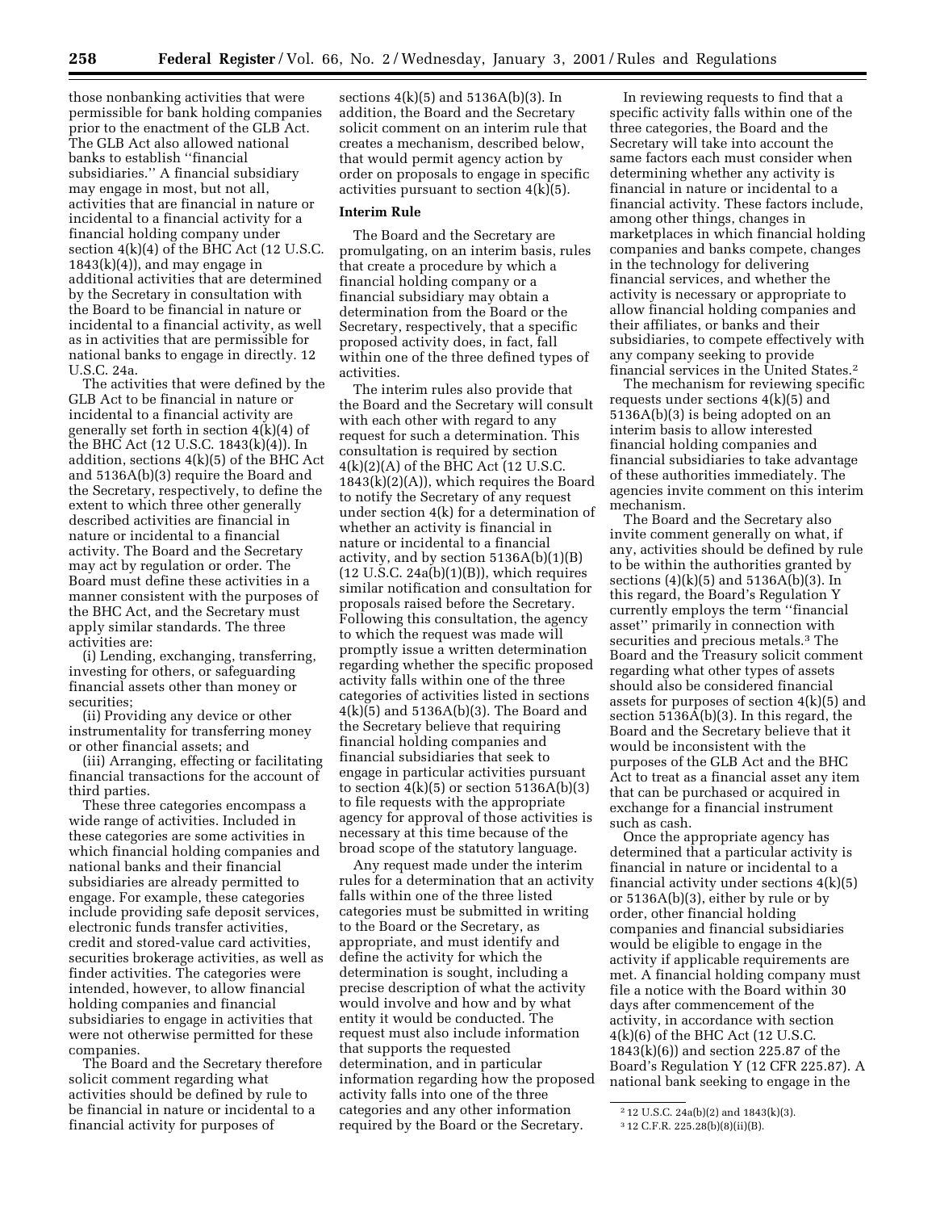those nonbanking activities that were permissible for bank holding companies prior to the enactment of the GLB Act. The GLB Act also allowed national banks to establish ''financial subsidiaries.'' A financial subsidiary may engage in most, but not all, activities that are financial in nature or incidental to a financial activity for a financial holding company under section 4(k)(4) of the BHC Act (12 U.S.C. 1843(k)(4)), and may engage in additional activities that are determined by the Secretary in consultation with the Board to be financial in nature or incidental to a financial activity, as well as in activities that are permissible for national banks to engage in directly. 12 U.S.C. 24a.

The activities that were defined by the GLB Act to be financial in nature or incidental to a financial activity are generally set forth in section 4(k)(4) of the BHC Act (12 U.S.C. 1843(k)(4)). In addition, sections 4(k)(5) of the BHC Act and 5136A(b)(3) require the Board and the Secretary, respectively, to define the extent to which three other generally described activities are financial in nature or incidental to a financial activity. The Board and the Secretary may act by regulation or order. The Board must define these activities in a manner consistent with the purposes of the BHC Act, and the Secretary must apply similar standards. The three activities are:

(i) Lending, exchanging, transferring, investing for others, or safeguarding financial assets other than money or securities;

(ii) Providing any device or other instrumentality for transferring money or other financial assets; and

(iii) Arranging, effecting or facilitating financial transactions for the account of third parties.

These three categories encompass a wide range of activities. Included in these categories are some activities in which financial holding companies and national banks and their financial subsidiaries are already permitted to engage. For example, these categories include providing safe deposit services, electronic funds transfer activities, credit and stored-value card activities, securities brokerage activities, as well as finder activities. The categories were intended, however, to allow financial holding companies and financial subsidiaries to engage in activities that were not otherwise permitted for these companies.

The Board and the Secretary therefore solicit comment regarding what activities should be defined by rule to be financial in nature or incidental to a financial activity for purposes of sections 4(k)(5) and 5136A(b)(3). In addition, the Board and the Secretary solicit comment on an interim rule that creates a mechanism, described below, that would permit agency action by order on proposals to engage in specific activities pursuant to section 4(k)(5).

## Interim Rule

The Board and the Secretary are promulgating, on an interim basis, rules that create a procedure by which a financial holding company or a financial subsidiary may obtain a determination from the Board or the Secretary, respectively, that a specific proposed activity does, in fact, fall within one of the three defined types of activities.

The interim rules also provide that the Board and the Secretary will consult with each other with regard to any request for such a determination. This consultation is required by section 4(k)(2)(A) of the BHC Act (12 U.S.C. 1843(k)(2)(A)), which requires the Board to notify the Secretary of any request under section 4(k) for a determination of whether an activity is financial in nature or incidental to a financial activity, and by section 5136A(b)(1)(B) (12 U.S.C. 24a(b)(1)(B)), which requires similar notification and consultation for proposals raised before the Secretary. Following this consultation, the agency to which the request was made will promptly issue a written determination regarding whether the specific proposed activity falls within one of the three categories of activities listed in sections 4(k)(5) and 5136A(b)(3). The Board and the Secretary believe that requiring financial holding companies and financial subsidiaries that seek to engage in particular activities pursuant to section 4(k)(5) or section 5136A(b)(3) to file requests with the appropriate agency for approval of those activities is necessary at this time because of the broad scope of the statutory language.

Any request made under the interim rules for a determination that an activity falls within one of the three listed categories must be submitted in writing to the Board or the Secretary, as appropriate, and must identify and define the activity for which the determination is sought, including a precise description of what the activity would involve and how and by what entity it would be conducted. The request must also include information that supports the requested determination, and in particular information regarding how the proposed activity falls into one of the three categories and any other information required by the Board or the Secretary.

In reviewing requests to find that a specific activity falls within one of the three categories, the Board and the Secretary will take into account the same factors each must consider when determining whether any activity is financial in nature or incidental to a financial activity. These factors include, among other things, changes in marketplaces in which financial holding companies and banks compete, changes in the technology for delivering financial services, and whether the activity is necessary or appropriate to allow financial holding companies and their affiliates, or banks and their subsidiaries, to compete effectively with any company seeking to provide financial services in the United States.[2]

The mechanism for reviewing specific requests under sections 4(k)(5) and 5136A(b)(3) is being adopted on an interim basis to allow interested financial holding companies and financial subsidiaries to take advantage of these authorities immediately. The agencies invite comment on this interim mechanism.

The Board and the Secretary also invite comment generally on what, if any, activities should be defined by rule to be within the authorities granted by sections (4)(k)(5) and 5136A(b)(3). In this regard, the Board's Regulation Y currently employs the term ''financial asset'' primarily in connection with securities and precious metals.[3] The Board and the Treasury solicit comment regarding what other types of assets should also be considered financial assets for purposes of section 4(k)(5) and section 5136A(b)(3). In this regard, the Board and the Secretary believe that it would be inconsistent with the purposes of the GLB Act and the BHC Act to treat as a financial asset any item that can be purchased or acquired in exchange for a financial instrument such as cash.

Once the appropriate agency has determined that a particular activity is financial in nature or incidental to a financial activity under sections 4(k)(5) or 5136A(b)(3), either by rule or by order, other financial holding companies and financial subsidiaries would be eligible to engage in the activity if applicable requirements are met. A financial holding company must file a notice with the Board within 30 days after commencement of the activity, in accordance with section 4(k)(6) of the BHC Act (12 U.S.C. 1843(k)(6)) and section 225.87 of the Board's Regulation Y (12 CFR 225.87). A national bank seeking to engage in the

---

[2] 12 U.S.C. 24a(b)(2) and 1843(k)(3).

[3] 12 C.F.R. 225.28(b)(8)(ii)(B).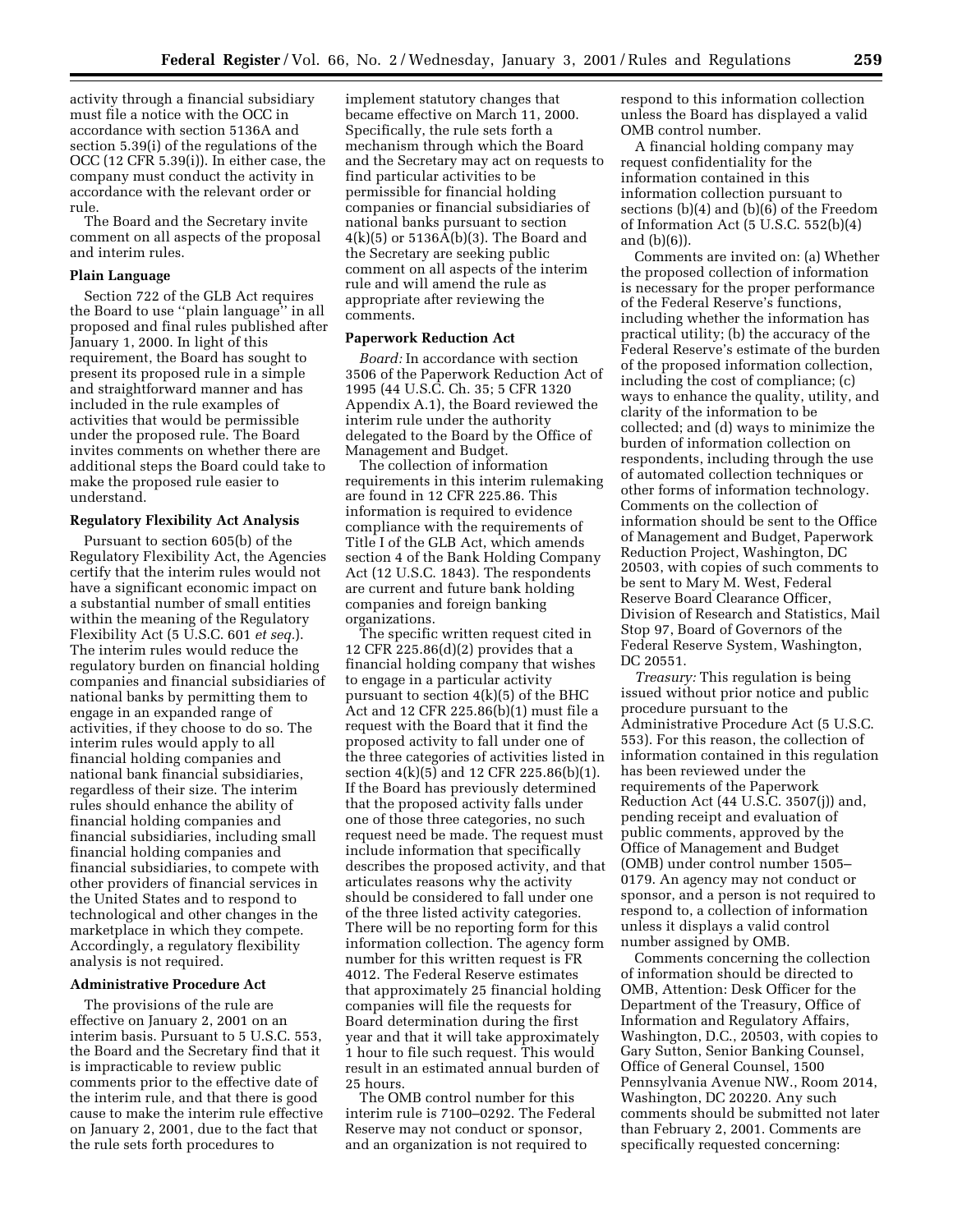activity through a financial subsidiary must file a notice with the OCC in accordance with section 5136A and section 5.39(i) of the regulations of the OCC (12 CFR 5.39(i)). In either case, the company must conduct the activity in accordance with the relevant order or rule.

The Board and the Secretary invite comment on all aspects of the proposal and interim rules.

**Plain Language**

Section 722 of the GLB Act requires the Board to use ''plain language'' in all proposed and final rules published after January 1, 2000. In light of this requirement, the Board has sought to present its proposed rule in a simple and straightforward manner and has included in the rule examples of activities that would be permissible under the proposed rule. The Board invites comments on whether there are additional steps the Board could take to make the proposed rule easier to understand.

**Regulatory Flexibility Act Analysis**

Pursuant to section 605(b) of the Regulatory Flexibility Act, the Agencies certify that the interim rules would not have a significant economic impact on a substantial number of small entities within the meaning of the Regulatory Flexibility Act (5 U.S.C. 601 *et seq.*). The interim rules would reduce the regulatory burden on financial holding companies and financial subsidiaries of national banks by permitting them to engage in an expanded range of activities, if they choose to do so. The interim rules would apply to all financial holding companies and national bank financial subsidiaries, regardless of their size. The interim rules should enhance the ability of financial holding companies and financial subsidiaries, including small financial holding companies and financial subsidiaries, to compete with other providers of financial services in the United States and to respond to technological and other changes in the marketplace in which they compete. Accordingly, a regulatory flexibility analysis is not required.

**Administrative Procedure Act**

The provisions of the rule are effective on January 2, 2001 on an interim basis. Pursuant to 5 U.S.C. 553, the Board and the Secretary find that it is impracticable to review public comments prior to the effective date of the interim rule, and that there is good cause to make the interim rule effective on January 2, 2001, due to the fact that the rule sets forth procedures to implement statutory changes that became effective on March 11, 2000. Specifically, the rule sets forth a mechanism through which the Board and the Secretary may act on requests to find particular activities to be permissible for financial holding companies or financial subsidiaries of national banks pursuant to section 4(k)(5) or 5136A(b)(3). The Board and the Secretary are seeking public comment on all aspects of the interim rule and will amend the rule as appropriate after reviewing the comments.

**Paperwork Reduction Act**

*Board:* In accordance with section 3506 of the Paperwork Reduction Act of 1995 (44 U.S.C. Ch. 35; 5 CFR 1320 Appendix A.1), the Board reviewed the interim rule under the authority delegated to the Board by the Office of Management and Budget.

The collection of information requirements in this interim rulemaking are found in 12 CFR 225.86. This information is required to evidence compliance with the requirements of Title I of the GLB Act, which amends section 4 of the Bank Holding Company Act (12 U.S.C. 1843). The respondents are current and future bank holding companies and foreign banking organizations.

The specific written request cited in 12 CFR 225.86(d)(2) provides that a financial holding company that wishes to engage in a particular activity pursuant to section 4(k)(5) of the BHC Act and 12 CFR 225.86(b)(1) must file a request with the Board that it find the proposed activity to fall under one of the three categories of activities listed in section 4(k)(5) and 12 CFR 225.86(b)(1). If the Board has previously determined that the proposed activity falls under one of those three categories, no such request need be made. The request must include information that specifically describes the proposed activity, and that articulates reasons why the activity should be considered to fall under one of the three listed activity categories. There will be no reporting form for this information collection. The agency form number for this written request is FR 4012. The Federal Reserve estimates that approximately 25 financial holding companies will file the requests for Board determination during the first year and that it will take approximately 1 hour to file such request. This would result in an estimated annual burden of 25 hours.

The OMB control number for this interim rule is 7100–0292. The Federal Reserve may not conduct or sponsor, and an organization is not required to respond to this information collection unless the Board has displayed a valid OMB control number.

A financial holding company may request confidentiality for the information contained in this information collection pursuant to sections (b)(4) and (b)(6) of the Freedom of Information Act (5 U.S.C. 552(b)(4) and (b)(6)).

Comments are invited on: (a) Whether the proposed collection of information is necessary for the proper performance of the Federal Reserve's functions, including whether the information has practical utility; (b) the accuracy of the Federal Reserve's estimate of the burden of the proposed information collection, including the cost of compliance; (c) ways to enhance the quality, utility, and clarity of the information to be collected; and (d) ways to minimize the burden of information collection on respondents, including through the use of automated collection techniques or other forms of information technology. Comments on the collection of information should be sent to the Office of Management and Budget, Paperwork Reduction Project, Washington, DC 20503, with copies of such comments to be sent to Mary M. West, Federal Reserve Board Clearance Officer, Division of Research and Statistics, Mail Stop 97, Board of Governors of the Federal Reserve System, Washington, DC 20551.

*Treasury:* This regulation is being issued without prior notice and public procedure pursuant to the Administrative Procedure Act (5 U.S.C. 553). For this reason, the collection of information contained in this regulation has been reviewed under the requirements of the Paperwork Reduction Act (44 U.S.C. 3507(j)) and, pending receipt and evaluation of public comments, approved by the Office of Management and Budget (OMB) under control number 1505–0179. An agency may not conduct or sponsor, and a person is not required to respond to, a collection of information unless it displays a valid control number assigned by OMB.

Comments concerning the collection of information should be directed to OMB, Attention: Desk Officer for the Department of the Treasury, Office of Information and Regulatory Affairs, Washington, D.C., 20503, with copies to Gary Sutton, Senior Banking Counsel, Office of General Counsel, 1500 Pennsylvania Avenue NW., Room 2014, Washington, DC 20220. Any such comments should be submitted not later than February 2, 2001. Comments are specifically requested concerning: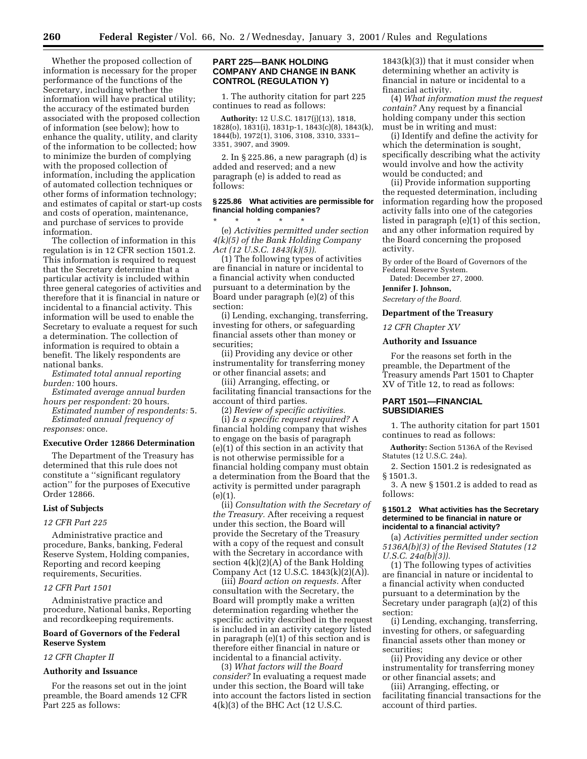Whether the proposed collection of information is necessary for the proper performance of the functions of the Secretary, including whether the information will have practical utility; the accuracy of the estimated burden associated with the proposed collection of information (see below); how to enhance the quality, utility, and clarity of the information to be collected; how to minimize the burden of complying with the proposed collection of information, including the application of automated collection techniques or other forms of information technology; and estimates of capital or start-up costs and costs of operation, maintenance, and purchase of services to provide information.

The collection of information in this regulation is in 12 CFR section 1501.2. This information is required to request that the Secretary determine that a particular activity is included within three general categories of activities and therefore that it is financial in nature or incidental to a financial activity. This information will be used to enable the Secretary to evaluate a request for such a determination. The collection of information is required to obtain a benefit. The likely respondents are national banks.

*Estimated total annual reporting burden:* 100 hours.

*Estimated average annual burden hours per respondent:* 20 hours.

*Estimated number of respondents:* 5.

*Estimated annual frequency of responses:* once.

### Executive Order 12866 Determination

The Department of the Treasury has determined that this rule does not constitute a ''significant regulatory action'' for the purposes of Executive Order 12866.

### List of Subjects

*12 CFR Part 225*

Administrative practice and procedure, Banks, banking, Federal Reserve System, Holding companies, Reporting and record keeping requirements, Securities.

*12 CFR Part 1501*

Administrative practice and procedure, National banks, Reporting and recordkeeping requirements.

### Board of Governors of the Federal Reserve System

*12 CFR Chapter II*

### Authority and Issuance

For the reasons set out in the joint preamble, the Board amends 12 CFR Part 225 as follows:

## PART 225—BANK HOLDING COMPANY AND CHANGE IN BANK CONTROL (REGULATION Y)

1. The authority citation for part 225 continues to read as follows:

**Authority:** 12 U.S.C. 1817(j)(13), 1818, 1828(o), 1831(i), 1831p-1, 1843(c)(8), 1843(k), 1844(b), 1972(1), 3106, 3108, 3310, 3331–3351, 3907, and 3909.

2. In § 225.86, a new paragraph (d) is added and reserved; and a new paragraph (e) is added to read as follows:

**§ 225.86 What activities are permissible for financial holding companies?**

\* \* \* \* \*

(e) *Activities permitted under section 4(k)(5) of the Bank Holding Company Act (12 U.S.C. 1843(k)(5)).*

(1) The following types of activities are financial in nature or incidental to a financial activity when conducted pursuant to a determination by the Board under paragraph (e)(2) of this section:

(i) Lending, exchanging, transferring, investing for others, or safeguarding financial assets other than money or securities;

(ii) Providing any device or other instrumentality for transferring money or other financial assets; and

(iii) Arranging, effecting, or facilitating financial transactions for the account of third parties.

(2) *Review of specific activities.*

(i) *Is a specific request required?* A financial holding company that wishes to engage on the basis of paragraph (e)(1) of this section in an activity that is not otherwise permissible for a financial holding company must obtain a determination from the Board that the activity is permitted under paragraph (e)(1).

(ii) *Consultation with the Secretary of the Treasury.* After receiving a request under this section, the Board will provide the Secretary of the Treasury with a copy of the request and consult with the Secretary in accordance with section 4(k)(2)(A) of the Bank Holding Company Act (12 U.S.C. 1843(k)(2)(A)).

(iii) *Board action on requests.* After consultation with the Secretary, the Board will promptly make a written determination regarding whether the specific activity described in the request is included in an activity category listed in paragraph (e)(1) of this section and is therefore either financial in nature or incidental to a financial activity.

(3) *What factors will the Board consider?* In evaluating a request made under this section, the Board will take into account the factors listed in section 4(k)(3) of the BHC Act (12 U.S.C. 1843(k)(3)) that it must consider when determining whether an activity is financial in nature or incidental to a financial activity.

(4) *What information must the request contain?* Any request by a financial holding company under this section must be in writing and must:

(i) Identify and define the activity for which the determination is sought, specifically describing what the activity would involve and how the activity would be conducted; and

(ii) Provide information supporting the requested determination, including information regarding how the proposed activity falls into one of the categories listed in paragraph (e)(1) of this section, and any other information required by the Board concerning the proposed activity.

By order of the Board of Governors of the Federal Reserve System.

Dated: December 27, 2000.

**Jennifer J. Johnson,**

*Secretary of the Board.*

### Department of the Treasury

*12 CFR Chapter XV*

### Authority and Issuance

For the reasons set forth in the preamble, the Department of the Treasury amends Part 1501 to Chapter XV of Title 12, to read as follows:

## PART 1501—FINANCIAL SUBSIDIARIES

1. The authority citation for part 1501 continues to read as follows:

**Authority:** Section 5136A of the Revised Statutes (12 U.S.C. 24a).

2. Section 1501.2 is redesignated as § 1501.3.

3. A new § 1501.2 is added to read as follows:

**§ 1501.2 What activities has the Secretary determined to be financial in nature or incidental to a financial activity?**

(a) *Activities permitted under section 5136A(b)(3) of the Revised Statutes (12 U.S.C. 24a(b)(3)).*

(1) The following types of activities are financial in nature or incidental to a financial activity when conducted pursuant to a determination by the Secretary under paragraph (a)(2) of this section:

(i) Lending, exchanging, transferring, investing for others, or safeguarding financial assets other than money or securities;

(ii) Providing any device or other instrumentality for transferring money or other financial assets; and

(iii) Arranging, effecting, or facilitating financial transactions for the account of third parties.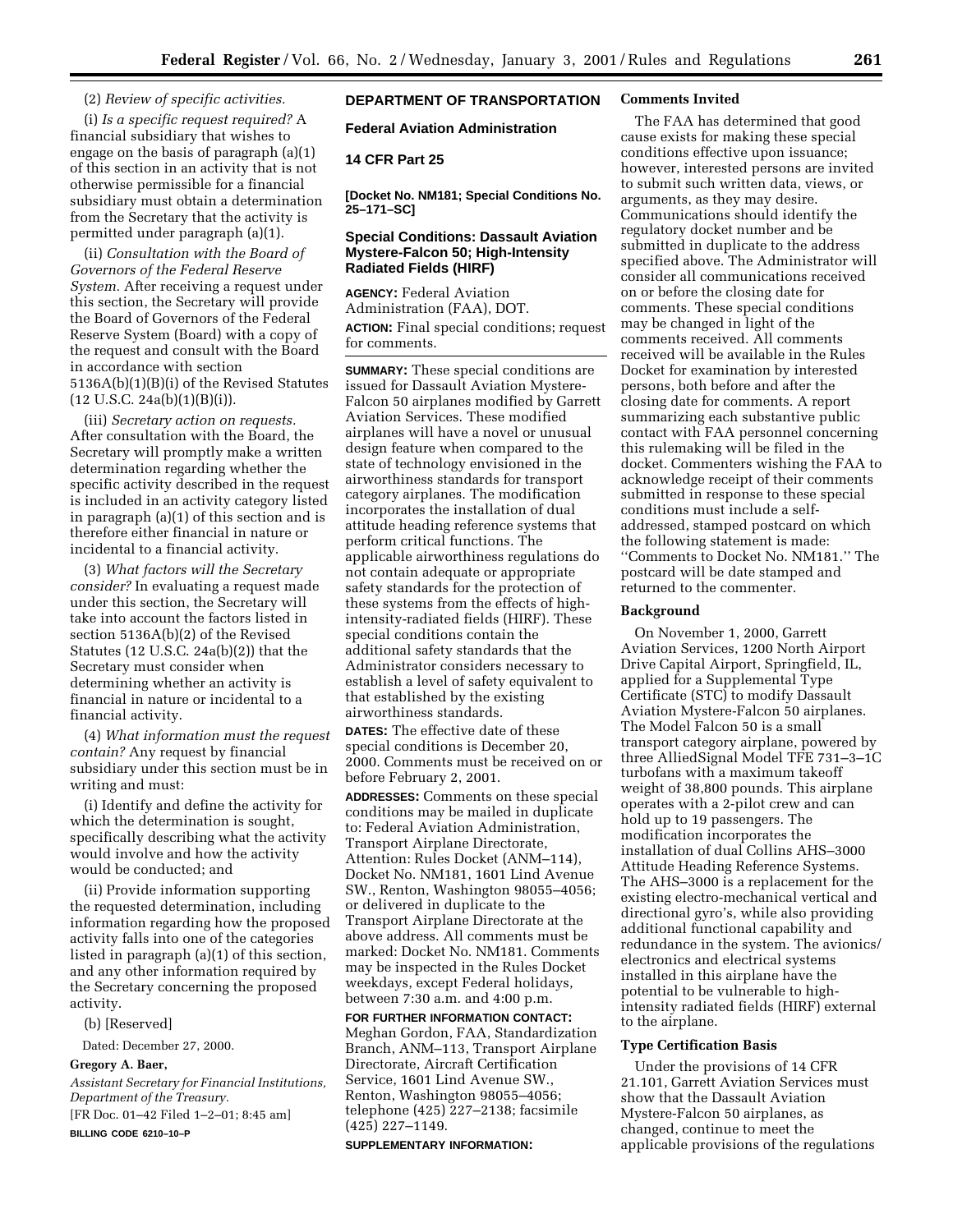(2) *Review of specific activities.*

(i) *Is a specific request required?* A financial subsidiary that wishes to engage on the basis of paragraph (a)(1) of this section in an activity that is not otherwise permissible for a financial subsidiary must obtain a determination from the Secretary that the activity is permitted under paragraph (a)(1).

(ii) *Consultation with the Board of Governors of the Federal Reserve System.* After receiving a request under this section, the Secretary will provide the Board of Governors of the Federal Reserve System (Board) with a copy of the request and consult with the Board in accordance with section 5136A(b)(1)(B)(i) of the Revised Statutes (12 U.S.C. 24a(b)(1)(B)(i)).

(iii) *Secretary action on requests.* After consultation with the Board, the Secretary will promptly make a written determination regarding whether the specific activity described in the request is included in an activity category listed in paragraph (a)(1) of this section and is therefore either financial in nature or incidental to a financial activity.

(3) *What factors will the Secretary consider?* In evaluating a request made under this section, the Secretary will take into account the factors listed in section 5136A(b)(2) of the Revised Statutes (12 U.S.C. 24a(b)(2)) that the Secretary must consider when determining whether an activity is financial in nature or incidental to a financial activity.

(4) *What information must the request contain?* Any request by financial subsidiary under this section must be in writing and must:

(i) Identify and define the activity for which the determination is sought, specifically describing what the activity would involve and how the activity would be conducted; and

(ii) Provide information supporting the requested determination, including information regarding how the proposed activity falls into one of the categories listed in paragraph (a)(1) of this section, and any other information required by the Secretary concerning the proposed activity.

(b) [Reserved]

Dated: December 27, 2000.

**Gregory A. Baer,**

*Assistant Secretary for Financial Institutions, Department of the Treasury.*

[FR Doc. 01–42 Filed 1–2–01; 8:45 am]

**BILLING CODE 6210–10–P**

## DEPARTMENT OF TRANSPORTATION

### Federal Aviation Administration

### 14 CFR Part 25

**[Docket No. NM181; Special Conditions No. 25–171–SC]**

### Special Conditions: Dassault Aviation Mystere-Falcon 50; High-Intensity Radiated Fields (HIRF)

**AGENCY:** Federal Aviation Administration (FAA), DOT.

**ACTION:** Final special conditions; request for comments.

**SUMMARY:** These special conditions are issued for Dassault Aviation Mystere-Falcon 50 airplanes modified by Garrett Aviation Services. These modified airplanes will have a novel or unusual design feature when compared to the state of technology envisioned in the airworthiness standards for transport category airplanes. The modification incorporates the installation of dual attitude heading reference systems that perform critical functions. The applicable airworthiness regulations do not contain adequate or appropriate safety standards for the protection of these systems from the effects of high-intensity-radiated fields (HIRF). These special conditions contain the additional safety standards that the Administrator considers necessary to establish a level of safety equivalent to that established by the existing airworthiness standards.

**DATES:** The effective date of these special conditions is December 20, 2000. Comments must be received on or before February 2, 2001.

**ADDRESSES:** Comments on these special conditions may be mailed in duplicate to: Federal Aviation Administration, Transport Airplane Directorate, Attention: Rules Docket (ANM–114), Docket No. NM181, 1601 Lind Avenue SW., Renton, Washington 98055–4056; or delivered in duplicate to the Transport Airplane Directorate at the above address. All comments must be marked: Docket No. NM181. Comments may be inspected in the Rules Docket weekdays, except Federal holidays, between 7:30 a.m. and 4:00 p.m.

**FOR FURTHER INFORMATION CONTACT:** Meghan Gordon, FAA, Standardization Branch, ANM–113, Transport Airplane Directorate, Aircraft Certification Service, 1601 Lind Avenue SW., Renton, Washington 98055–4056; telephone (425) 227–2138; facsimile (425) 227–1149.

**SUPPLEMENTARY INFORMATION:**

#### Comments Invited

The FAA has determined that good cause exists for making these special conditions effective upon issuance; however, interested persons are invited to submit such written data, views, or arguments, as they may desire. Communications should identify the regulatory docket number and be submitted in duplicate to the address specified above. The Administrator will consider all communications received on or before the closing date for comments. These special conditions may be changed in light of the comments received. All comments received will be available in the Rules Docket for examination by interested persons, both before and after the closing date for comments. A report summarizing each substantive public contact with FAA personnel concerning this rulemaking will be filed in the docket. Commenters wishing the FAA to acknowledge receipt of their comments submitted in response to these special conditions must include a self-addressed, stamped postcard on which the following statement is made: ''Comments to Docket No. NM181.'' The postcard will be date stamped and returned to the commenter.

#### Background

On November 1, 2000, Garrett Aviation Services, 1200 North Airport Drive Capital Airport, Springfield, IL, applied for a Supplemental Type Certificate (STC) to modify Dassault Aviation Mystere-Falcon 50 airplanes. The Model Falcon 50 is a small transport category airplane, powered by three AlliedSignal Model TFE 731–3–1C turbofans with a maximum takeoff weight of 38,800 pounds. This airplane operates with a 2-pilot crew and can hold up to 19 passengers. The modification incorporates the installation of dual Collins AHS–3000 Attitude Heading Reference Systems. The AHS–3000 is a replacement for the existing electro-mechanical vertical and directional gyro's, while also providing additional functional capability and redundance in the system. The avionics/electronics and electrical systems installed in this airplane have the potential to be vulnerable to high-intensity radiated fields (HIRF) external to the airplane.

#### Type Certification Basis

Under the provisions of 14 CFR 21.101, Garrett Aviation Services must show that the Dassault Aviation Mystere-Falcon 50 airplanes, as changed, continue to meet the applicable provisions of the regulations